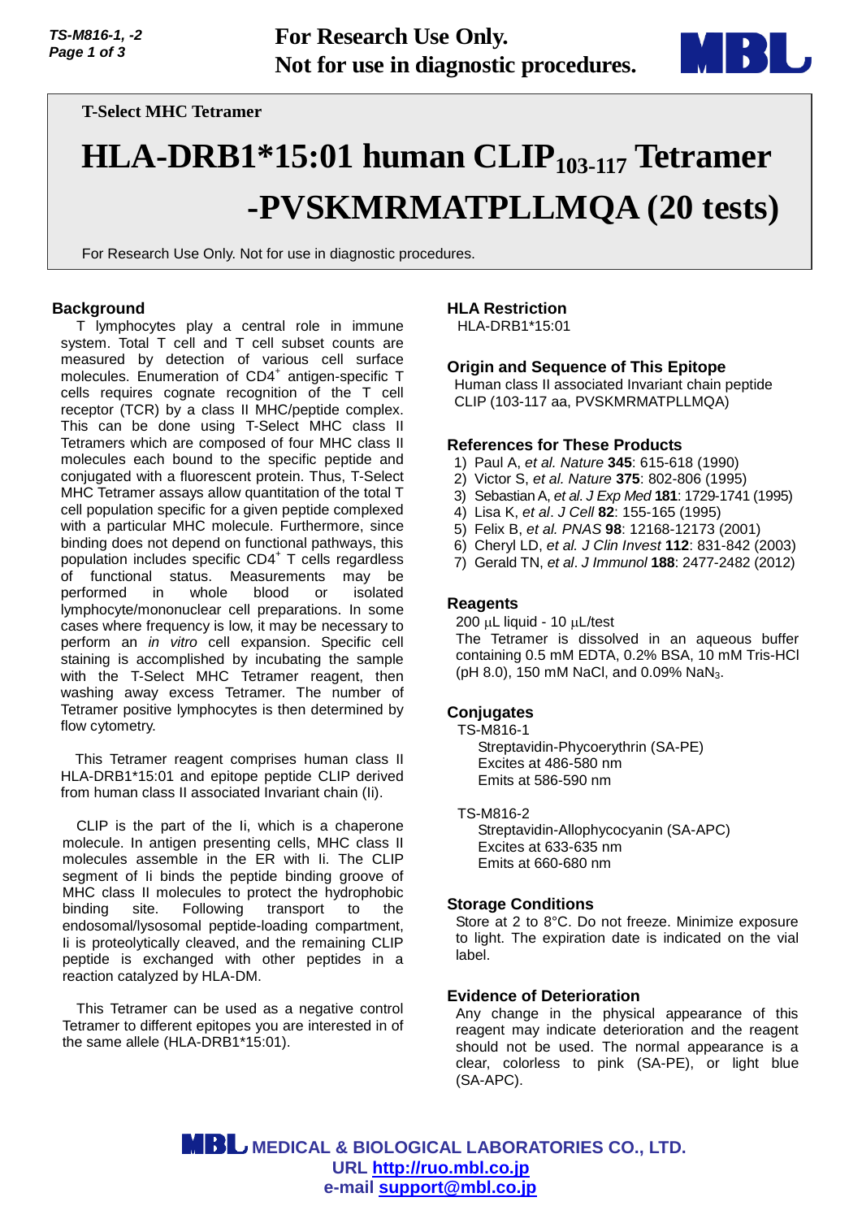**For Research Use Only.**
**Not for use in diagnostic procedures.**

**T-Select MHC Tetramer**

# HLA-DRB1*15:01 human CLIP$_{103\text{-}117}$ Tetramer -PVSKMRMATPLLMQA (20 tests)

For Research Use Only. Not for use in diagnostic procedures.

## Background

T lymphocytes play a central role in immune system. Total T cell and T cell subset counts are measured by detection of various cell surface molecules. Enumeration of CD4$^{+}$ antigen-specific T cells requires cognate recognition of the T cell receptor (TCR) by a class II MHC/peptide complex. This can be done using T-Select MHC class II Tetramers which are composed of four MHC class II molecules each bound to the specific peptide and conjugated with a fluorescent protein. Thus, T-Select MHC Tetramer assays allow quantitation of the total T cell population specific for a given peptide complexed with a particular MHC molecule. Furthermore, since binding does not depend on functional pathways, this population includes specific CD4$^{+}$ T cells regardless of functional status. Measurements may be performed in whole blood or isolated lymphocyte/mononuclear cell preparations. In some cases where frequency is low, it may be necessary to perform an *in vitro* cell expansion. Specific cell staining is accomplished by incubating the sample with the T-Select MHC Tetramer reagent, then washing away excess Tetramer. The number of Tetramer positive lymphocytes is then determined by flow cytometry.

This Tetramer reagent comprises human class II HLA-DRB1*15:01 and epitope peptide CLIP derived from human class II associated Invariant chain (Ii).

CLIP is the part of the Ii, which is a chaperone molecule. In antigen presenting cells, MHC class II molecules assemble in the ER with Ii. The CLIP segment of Ii binds the peptide binding groove of MHC class II molecules to protect the hydrophobic binding site. Following transport to the endosomal/lysosomal peptide-loading compartment, Ii is proteolytically cleaved, and the remaining CLIP peptide is exchanged with other peptides in a reaction catalyzed by HLA-DM.

This Tetramer can be used as a negative control Tetramer to different epitopes you are interested in of the same allele (HLA-DRB1*15:01).

## HLA Restriction

HLA-DRB1*15:01

## Origin and Sequence of This Epitope

Human class II associated Invariant chain peptide CLIP (103-117 aa, PVSKMRMATPLLMQA)

## References for These Products

1) Paul A, *et al. Nature* **345**: 615-618 (1990)
2) Victor S, *et al. Nature* **375**: 802-806 (1995)
3) Sebastian A, *et al. J Exp Med* **181**: 1729-1741 (1995)
4) Lisa K, *et al*. *J Cell* **82**: 155-165 (1995)
5) Felix B, *et al. PNAS* **98**: 12168-12173 (2001)
6) Cheryl LD, *et al. J Clin Invest* **112**: 831-842 (2003)
7) Gerald TN, *et al*. *J Immunol* **188**: 2477-2482 (2012)

## Reagents

200 µL liquid - 10 µL/test

The Tetramer is dissolved in an aqueous buffer containing 0.5 mM EDTA, 0.2% BSA, 10 mM Tris-HCl (pH 8.0), 150 mM NaCl, and 0.09% $NaN_3$.

## Conjugates

TS-M816-1
- Streptavidin-Phycoerythrin (SA-PE)
- Excites at 486-580 nm
- Emits at 586-590 nm

TS-M816-2
- Streptavidin-Allophycocyanin (SA-APC)
- Excites at 633-635 nm
- Emits at 660-680 nm

## Storage Conditions

Store at 2 to 8°C. Do not freeze. Minimize exposure to light. The expiration date is indicated on the vial label.

## Evidence of Deterioration

Any change in the physical appearance of this reagent may indicate deterioration and the reagent should not be used. The normal appearance is a clear, colorless to pink (SA-PE), or light blue (SA-APC).

**MBL MEDICAL & BIOLOGICAL LABORATORIES CO., LTD.**
**URL http://ruo.mbl.co.jp**
**e-mail support@mbl.co.jp**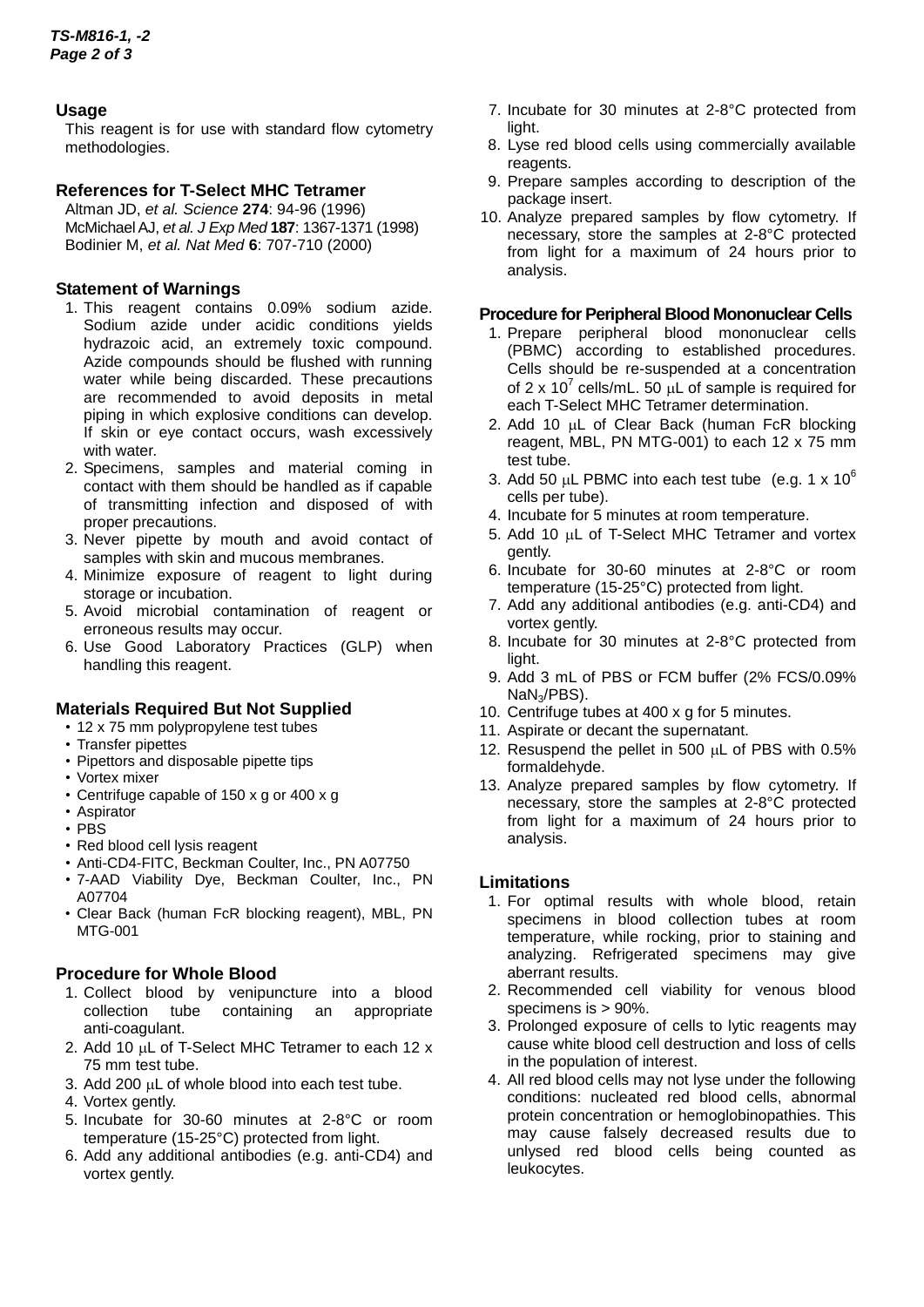## Usage

This reagent is for use with standard flow cytometry methodologies.

## References for T-Select MHC Tetramer

Altman JD, *et al. Science* **274**: 94-96 (1996)
McMichael AJ, *et al. J Exp Med* **187**: 1367-1371 (1998)
Bodinier M, *et al. Nat Med* **6**: 707-710 (2000)

## Statement of Warnings

1. This reagent contains 0.09% sodium azide. Sodium azide under acidic conditions yields hydrazoic acid, an extremely toxic compound. Azide compounds should be flushed with running water while being discarded. These precautions are recommended to avoid deposits in metal piping in which explosive conditions can develop. If skin or eye contact occurs, wash excessively with water.
2. Specimens, samples and material coming in contact with them should be handled as if capable of transmitting infection and disposed of with proper precautions.
3. Never pipette by mouth and avoid contact of samples with skin and mucous membranes.
4. Minimize exposure of reagent to light during storage or incubation.
5. Avoid microbial contamination of reagent or erroneous results may occur.
6. Use Good Laboratory Practices (GLP) when handling this reagent.

## Materials Required But Not Supplied

- 12 x 75 mm polypropylene test tubes
- Transfer pipettes
- Pipettors and disposable pipette tips
- Vortex mixer
- Centrifuge capable of 150 x g or 400 x g
- Aspirator
- PBS
- Red blood cell lysis reagent
- Anti-CD4-FITC, Beckman Coulter, Inc., PN A07750
- 7-AAD Viability Dye, Beckman Coulter, Inc., PN A07704
- Clear Back (human FcR blocking reagent), MBL, PN MTG-001

## Procedure for Whole Blood

1. Collect blood by venipuncture into a blood collection tube containing an appropriate anti-coagulant.
2. Add 10 μL of T-Select MHC Tetramer to each 12 x 75 mm test tube.
3. Add 200 μL of whole blood into each test tube.
4. Vortex gently.
5. Incubate for 30-60 minutes at 2-8°C or room temperature (15-25°C) protected from light.
6. Add any additional antibodies (e.g. anti-CD4) and vortex gently.
7. Incubate for 30 minutes at 2-8°C protected from light.
8. Lyse red blood cells using commercially available reagents.
9. Prepare samples according to description of the package insert.
10. Analyze prepared samples by flow cytometry. If necessary, store the samples at 2-8°C protected from light for a maximum of 24 hours prior to analysis.

## Procedure for Peripheral Blood Mononuclear Cells

1. Prepare peripheral blood mononuclear cells (PBMC) according to established procedures. Cells should be re-suspended at a concentration of $2 \times 10^7$ cells/mL. 50 μL of sample is required for each T-Select MHC Tetramer determination.
2. Add 10 μL of Clear Back (human FcR blocking reagent, MBL, PN MTG-001) to each 12 x 75 mm test tube.
3. Add 50 μL PBMC into each test tube (e.g. $1 \times 10^6$ cells per tube).
4. Incubate for 5 minutes at room temperature.
5. Add 10 μL of T-Select MHC Tetramer and vortex gently.
6. Incubate for 30-60 minutes at 2-8°C or room temperature (15-25°C) protected from light.
7. Add any additional antibodies (e.g. anti-CD4) and vortex gently.
8. Incubate for 30 minutes at 2-8°C protected from light.
9. Add 3 mL of PBS or FCM buffer (2% FCS/0.09% $NaN_3$/PBS).
10. Centrifuge tubes at 400 x g for 5 minutes.
11. Aspirate or decant the supernatant.
12. Resuspend the pellet in 500 μL of PBS with 0.5% formaldehyde.
13. Analyze prepared samples by flow cytometry. If necessary, store the samples at 2-8°C protected from light for a maximum of 24 hours prior to analysis.

## Limitations

1. For optimal results with whole blood, retain specimens in blood collection tubes at room temperature, while rocking, prior to staining and analyzing. Refrigerated specimens may give aberrant results.
2. Recommended cell viability for venous blood specimens is > 90%.
3. Prolonged exposure of cells to lytic reagents may cause white blood cell destruction and loss of cells in the population of interest.
4. All red blood cells may not lyse under the following conditions: nucleated red blood cells, abnormal protein concentration or hemoglobinopathies. This may cause falsely decreased results due to unlysed red blood cells being counted as leukocytes.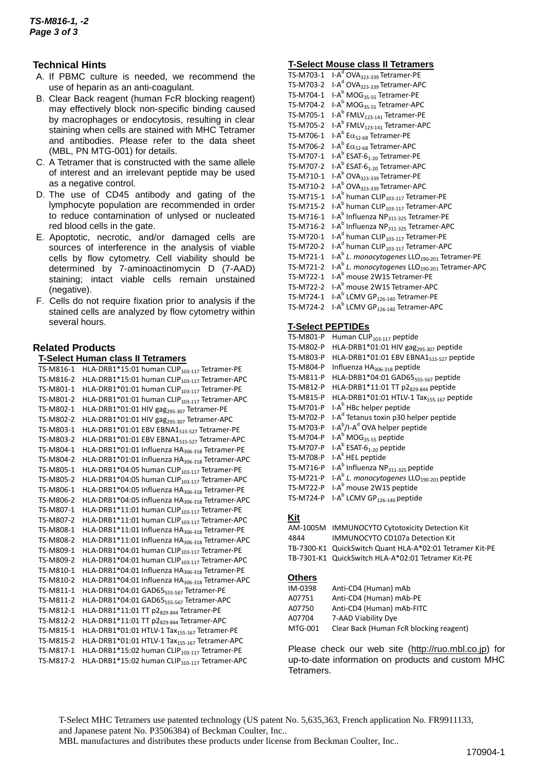## Technical Hints

A. If PBMC culture is needed, we recommend the use of heparin as an anti-coagulant.

B. Clear Back reagent (human FcR blocking reagent) may effectively block non-specific binding caused by macrophages or endocytosis, resulting in clear staining when cells are stained with MHC Tetramer and antibodies. Please refer to the data sheet (MBL, PN MTG-001) for details.

C. A Tetramer that is constructed with the same allele of interest and an irrelevant peptide may be used as a negative control.

D. The use of CD45 antibody and gating of the lymphocyte population are recommended in order to reduce contamination of unlysed or nucleated red blood cells in the gate.

E. Apoptotic, necrotic, and/or damaged cells are sources of interference in the analysis of viable cells by flow cytometry. Cell viability should be determined by 7-aminoactinomycin D (7-AAD) staining; intact viable cells remain unstained (negative).

F. Cells do not require fixation prior to analysis if the stained cells are analyzed by flow cytometry within several hours.

## Related Products

### T-Select Human class II Tetramers

| | |
|---|---|
| TS-M816-1 | HLA-DRB1*15:01 human CLIP$_{103-117}$ Tetramer-PE |
| TS-M816-2 | HLA-DRB1*15:01 human CLIP$_{103-117}$ Tetramer-APC |
| TS-M801-1 | HLA-DRB1*01:01 human CLIP$_{103-117}$ Tetramer-PE |
| TS-M801-2 | HLA-DRB1*01:01 human CLIP$_{103-117}$ Tetramer-APC |
| TS-M802-1 | HLA-DRB1*01:01 HIV gag$_{295-307}$ Tetramer-PE |
| TS-M802-2 | HLA-DRB1*01:01 HIV gag$_{295-307}$ Tetramer-APC |
| TS-M803-1 | HLA-DRB1*01:01 EBV EBNA1$_{515-527}$ Tetramer-PE |
| TS-M803-2 | HLA-DRB1*01:01 EBV EBNA1$_{515-527}$ Tetramer-APC |
| TS-M804-1 | HLA-DRB1*01:01 Influenza HA$_{306-318}$ Tetramer-PE |
| TS-M804-2 | HLA-DRB1*01:01 Influenza HA$_{306-318}$ Tetramer-APC |
| TS-M805-1 | HLA-DRB1*04:05 human CLIP$_{103-117}$ Tetramer-PE |
| TS-M805-2 | HLA-DRB1*04:05 human CLIP$_{103-117}$ Tetramer-APC |
| TS-M806-1 | HLA-DRB1*04:05 Influenza HA$_{306-318}$ Tetramer-PE |
| TS-M806-2 | HLA-DRB1*04:05 Influenza HA$_{306-318}$ Tetramer-APC |
| TS-M807-1 | HLA-DRB1*11:01 human CLIP$_{103-117}$ Tetramer-PE |
| TS-M807-2 | HLA-DRB1*11:01 human CLIP$_{103-117}$ Tetramer-APC |
| TS-M808-1 | HLA-DRB1*11:01 Influenza HA$_{306-318}$ Tetramer-PE |
| TS-M808-2 | HLA-DRB1*11:01 Influenza HA$_{306-318}$ Tetramer-APC |
| TS-M809-1 | HLA-DRB1*04:01 human CLIP$_{103-117}$ Tetramer-PE |
| TS-M809-2 | HLA-DRB1*04:01 human CLIP$_{103-117}$ Tetramer-APC |
| TS-M810-1 | HLA-DRB1*04:01 Influenza HA$_{306-318}$ Tetramer-PE |
| TS-M810-2 | HLA-DRB1*04:01 Influenza HA$_{306-318}$ Tetramer-APC |
| TS-M811-1 | HLA-DRB1*04:01 GAD65$_{555-567}$ Tetramer-PE |
| TS-M811-2 | HLA-DRB1*04:01 GAD65$_{555-567}$ Tetramer-APC |
| TS-M812-1 | HLA-DRB1*11:01 TT p2$_{829-844}$ Tetramer-PE |
| TS-M812-2 | HLA-DRB1*11:01 TT p2$_{829-844}$ Tetramer-APC |
| TS-M815-1 | HLA-DRB1*01:01 HTLV-1 Tax$_{155-167}$ Tetramer-PE |
| TS-M815-2 | HLA-DRB1*01:01 HTLV-1 Tax$_{155-167}$ Tetramer-APC |
| TS-M817-1 | HLA-DRB1*15:02 human CLIP$_{103-117}$ Tetramer-PE |
| TS-M817-2 | HLA-DRB1*15:02 human CLIP$_{103-117}$ Tetramer-APC |

### T-Select Mouse class II Tetramers

| | |
|---|---|
| TS-M703-1 | I-A$^d$ OVA$_{323-339}$ Tetramer-PE |
| TS-M703-2 | I-A$^d$ OVA$_{323-339}$ Tetramer-APC |
| TS-M704-1 | I-A$^b$ MOG$_{35-55}$ Tetramer-PE |
| TS-M704-2 | I-A$^b$ MOG$_{35-55}$ Tetramer-APC |
| TS-M705-1 | I-A$^b$ FMLV$_{123-141}$ Tetramer-PE |
| TS-M705-2 | I-A$^b$ FMLV$_{123-141}$ Tetramer-APC |
| TS-M706-1 | I-A$^b$ E$\alpha_{52-68}$ Tetramer-PE |
| TS-M706-2 | I-A$^b$ E$\alpha_{52-68}$ Tetramer-APC |
| TS-M707-1 | I-A$^b$ ESAT-6$_{1-20}$ Tetramer-PE |
| TS-M707-2 | I-A$^b$ ESAT-6$_{1-20}$ Tetramer-APC |
| TS-M710-1 | I-A$^b$ OVA$_{323-339}$ Tetramer-PE |
| TS-M710-2 | I-A$^b$ OVA$_{323-339}$ Tetramer-APC |
| TS-M715-1 | I-A$^b$ human CLIP$_{103-117}$ Tetramer-PE |
| TS-M715-2 | I-A$^b$ human CLIP$_{103-117}$ Tetramer-APC |
| TS-M716-1 | I-A$^b$ Influenza NP$_{311-325}$ Tetramer-PE |
| TS-M716-2 | I-A$^b$ Influenza NP$_{311-325}$ Tetramer-APC |
| TS-M720-1 | I-A$^d$ human CLIP$_{103-117}$ Tetramer-PE |
| TS-M720-2 | I-A$^d$ human CLIP$_{103-117}$ Tetramer-APC |
| TS-M721-1 | I-A$^b$ *L. monocytogenes* LLO$_{190-201}$ Tetramer-PE |
| TS-M721-2 | I-A$^b$ *L. monocytogenes* LLO$_{190-201}$ Tetramer-APC |
| TS-M722-1 | I-A$^b$ mouse 2W1S Tetramer-PE |
| TS-M722-2 | I-A$^b$ mouse 2W1S Tetramer-APC |
| TS-M724-1 | I-A$^b$ LCMV GP$_{126-140}$ Tetramer-PE |
| TS-M724-2 | I-A$^b$ LCMV GP$_{126-140}$ Tetramer-APC |

### T-Select PEPTIDEs

| | |
|---|---|
| TS-M801-P | Human CLIP$_{103-117}$ peptide |
| TS-M802-P | HLA-DRB1*01:01 HIV gag$_{295-307}$ peptide |
| TS-M803-P | HLA-DRB1*01:01 EBV EBNA1$_{515-527}$ peptide |
| TS-M804-P | Influenza HA$_{306-318}$ peptide |
| TS-M811-P | HLA-DRB1*04:01 GAD65$_{555-567}$ peptide |
| TS-M812-P | HLA-DRB1*11:01 TT p2$_{829-844}$ peptide |
| TS-M815-P | HLA-DRB1*01:01 HTLV-1 Tax$_{155-167}$ peptide |
| TS-M701-P | I-A$^b$ HBc helper peptide |
| TS-M702-P | I-A$^d$ Tetanus toxin p30 helper peptide |
| TS-M703-P | I-A$^b$/I-A$^d$ OVA helper peptide |
| TS-M704-P | I-A$^b$ MOG$_{35-55}$ peptide |
| TS-M707-P | I-A$^b$ ESAT-6$_{1-20}$ peptide |
| TS-M708-P | I-A$^k$ HEL peptide |
| TS-M716-P | I-A$^b$ Influenza NP$_{311-325}$ peptide |
| TS-M721-P | I-A$^b$ *L. monocytogenes* LLO$_{190-201}$ peptide |
| TS-M722-P | I-A$^b$ mouse 2W1S peptide |
| TS-M724-P | I-A$^b$ LCMV GP$_{126-140}$ peptide |

### Kit

| | |
|---|---|
| AM-1005M | IMMUNOCYTO Cytotoxicity Detection Kit |
| 4844 | IMMUNOCYTO CD107a Detection Kit |
| TB-7300-K1 | QuickSwitch Quant HLA-A*02:01 Tetramer Kit-PE |
| TB-7301-K1 | QuickSwitch HLA-A*02:01 Tetramer Kit-PE |

### Others

| | |
|---|---|
| IM-0398 | Anti-CD4 (Human) mAb |
| A07751 | Anti-CD4 (Human) mAb-PE |
| A07750 | Anti-CD4 (Human) mAb-FITC |
| A07704 | 7-AAD Viability Dye |
| MTG-001 | Clear Back (Human FcR blocking reagent) |

Please check our web site (http://ruo.mbl.co.jp) for up-to-date information on products and custom MHC Tetramers.

T-Select MHC Tetramers use patented technology (US patent No. 5,635,363, French application No. FR9911133, and Japanese patent No. P3506384) of Beckman Coulter, Inc..
MBL manufactures and distributes these products under license from Beckman Coulter, Inc..

170904-1